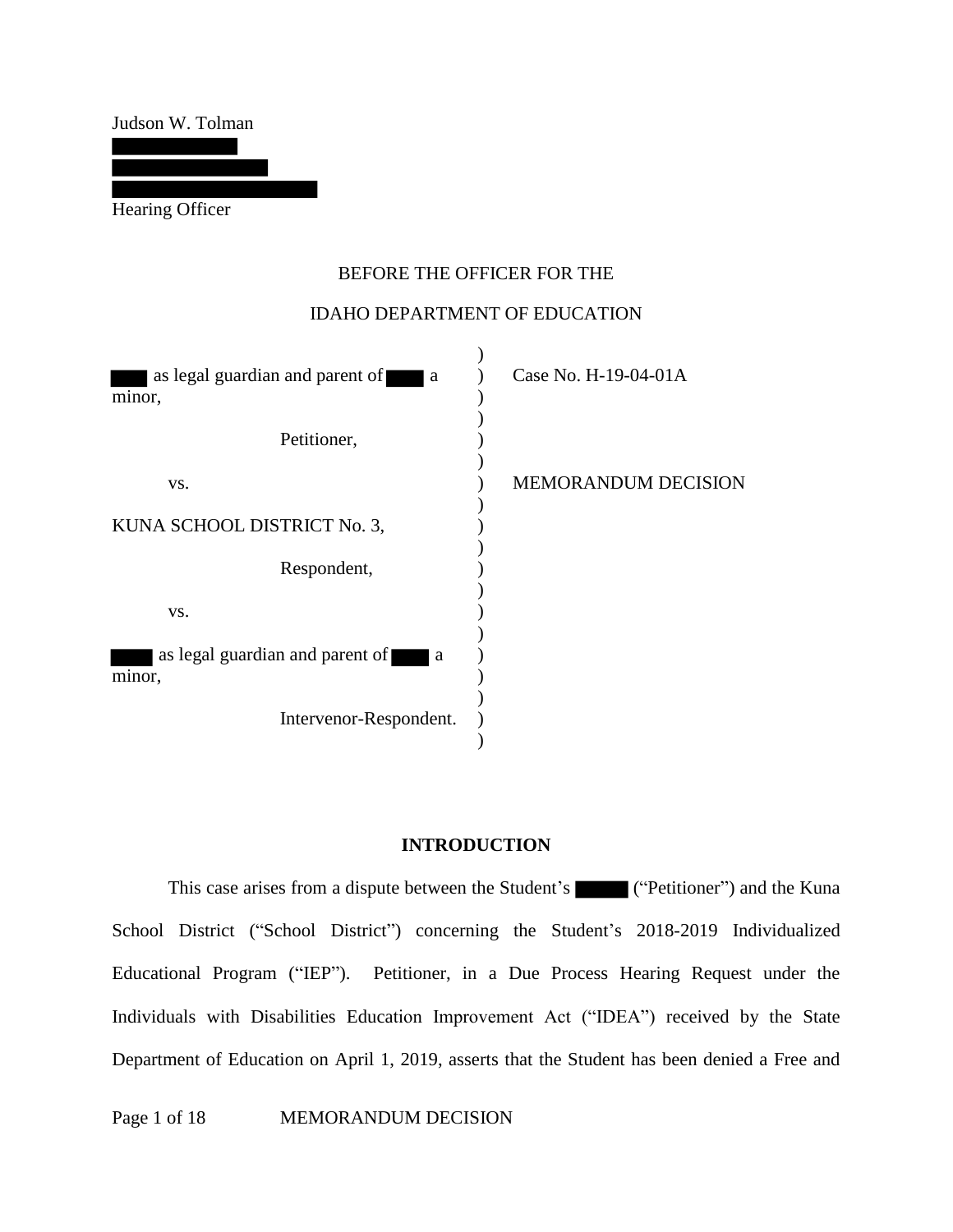Judson W. Tolman

Hearing Officer

BEFORE THE OFFICER FOR THE

IDAHO DEPARTMENT OF EDUCATION

as legal guardian and parent of a minor,

Petitioner,

vs.

KUNA SCHOOL DISTRICT No. 3,

Respondent,

vs.

as legal guardian and parent of a minor,

Intervenor-Respondent.

Case No. H-19-04-01A

MEMORANDUM DECISION

## INTRODUCTION

This case arises from a dispute between the Student's ("Petitioner") and the Kuna School District ("School District") concerning the Student's 2018-2019 Individualized Educational Program ("IEP"). Petitioner, in a Due Process Hearing Request under the Individuals with Disabilities Education Improvement Act ("IDEA") received by the State Department of Education on April 1, 2019, asserts that the Student has been denied a Free and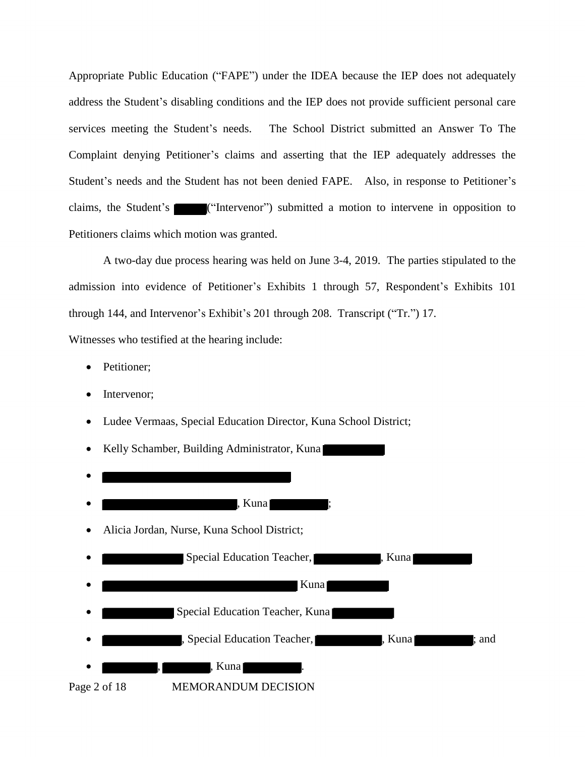Appropriate Public Education ("FAPE") under the IDEA because the IEP does not adequately address the Student's disabling conditions and the IEP does not provide sufficient personal care services meeting the Student's needs. The School District submitted an Answer To The Complaint denying Petitioner's claims and asserting that the IEP adequately addresses the Student's needs and the Student has not been denied FAPE. Also, in response to Petitioner's claims, the Student's ("Intervenor") submitted a motion to intervene in opposition to Petitioners claims which motion was granted.

A two-day due process hearing was held on June 3-4, 2019. The parties stipulated to the admission into evidence of Petitioner's Exhibits 1 through 57, Respondent's Exhibits 101 through 144, and Intervenor's Exhibit's 201 through 208. Transcript ("Tr.") 17.

Witnesses who testified at the hearing include:

- Petitioner;
- Intervenor;
- Ludee Vermaas, Special Education Director, Kuna School District;
- Kelly Schamber, Building Administrator, Kuna
- 
- , Kuna ;
- Alicia Jordan, Nurse, Kuna School District;
- Special Education Teacher, , Kuna
- Kuna
- Special Education Teacher, Kuna
- , Special Education Teacher, , Kuna ; and
- , , Kuna .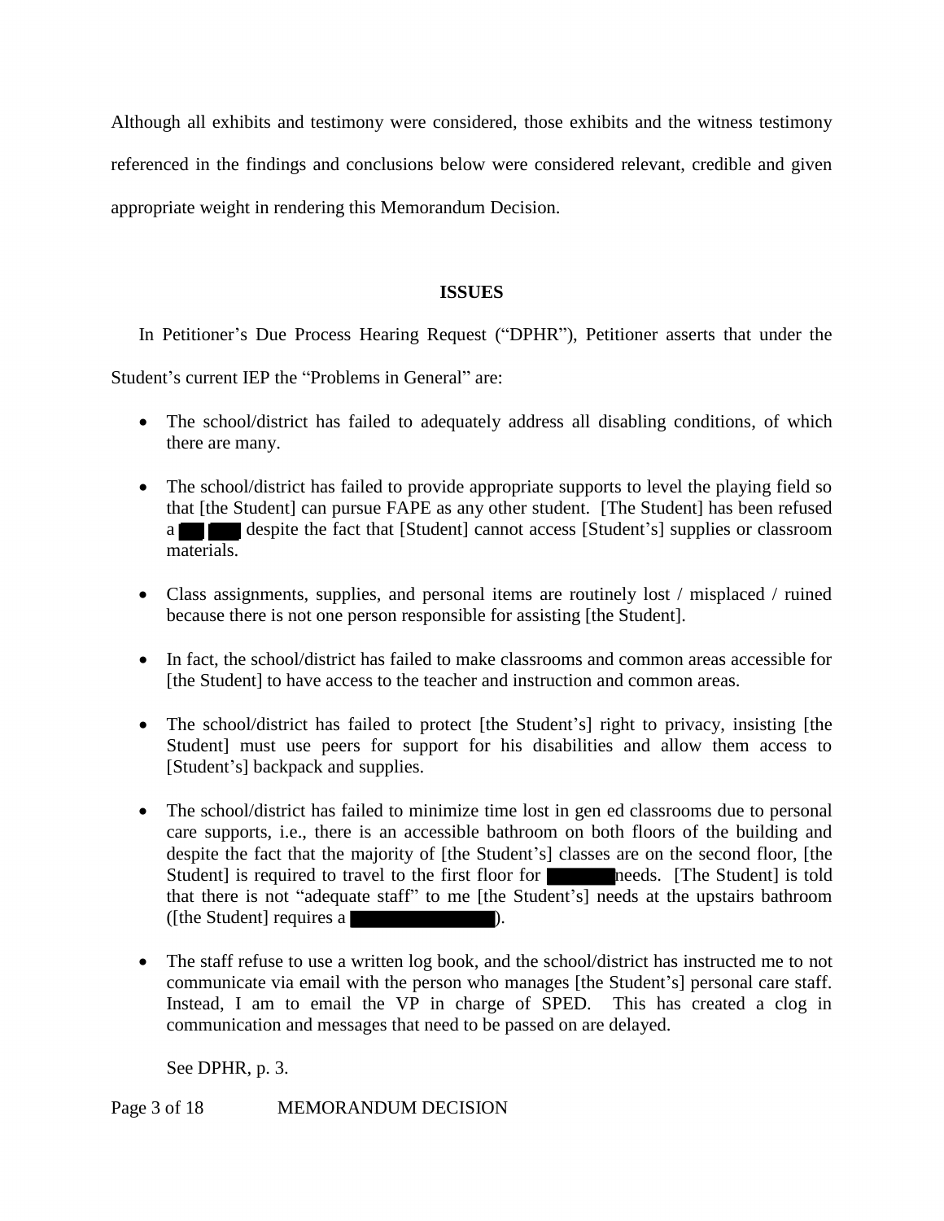Although all exhibits and testimony were considered, those exhibits and the witness testimony referenced in the findings and conclusions below were considered relevant, credible and given appropriate weight in rendering this Memorandum Decision.

## ISSUES

In Petitioner's Due Process Hearing Request ("DPHR"), Petitioner asserts that under the Student's current IEP the "Problems in General" are:

- The school/district has failed to adequately address all disabling conditions, of which there are many.
- The school/district has failed to provide appropriate supports to level the playing field so that [the Student] can pursue FAPE as any other student. [The Student] has been refused a ███ ███ despite the fact that [Student] cannot access [Student's] supplies or classroom materials.
- Class assignments, supplies, and personal items are routinely lost / misplaced / ruined because there is not one person responsible for assisting [the Student].
- In fact, the school/district has failed to make classrooms and common areas accessible for [the Student] to have access to the teacher and instruction and common areas.
- The school/district has failed to protect [the Student's] right to privacy, insisting [the Student] must use peers for support for his disabilities and allow them access to [Student's] backpack and supplies.
- The school/district has failed to minimize time lost in gen ed classrooms due to personal care supports, i.e., there is an accessible bathroom on both floors of the building and despite the fact that the majority of [the Student's] classes are on the second floor, [the Student] is required to travel to the first floor for ██████ needs. [The Student] is told that there is not "adequate staff" to me [the Student's] needs at the upstairs bathroom ([the Student] requires a ██████████████).
- The staff refuse to use a written log book, and the school/district has instructed me to not communicate via email with the person who manages [the Student's] personal care staff. Instead, I am to email the VP in charge of SPED. This has created a clog in communication and messages that need to be passed on are delayed.

See DPHR, p. 3.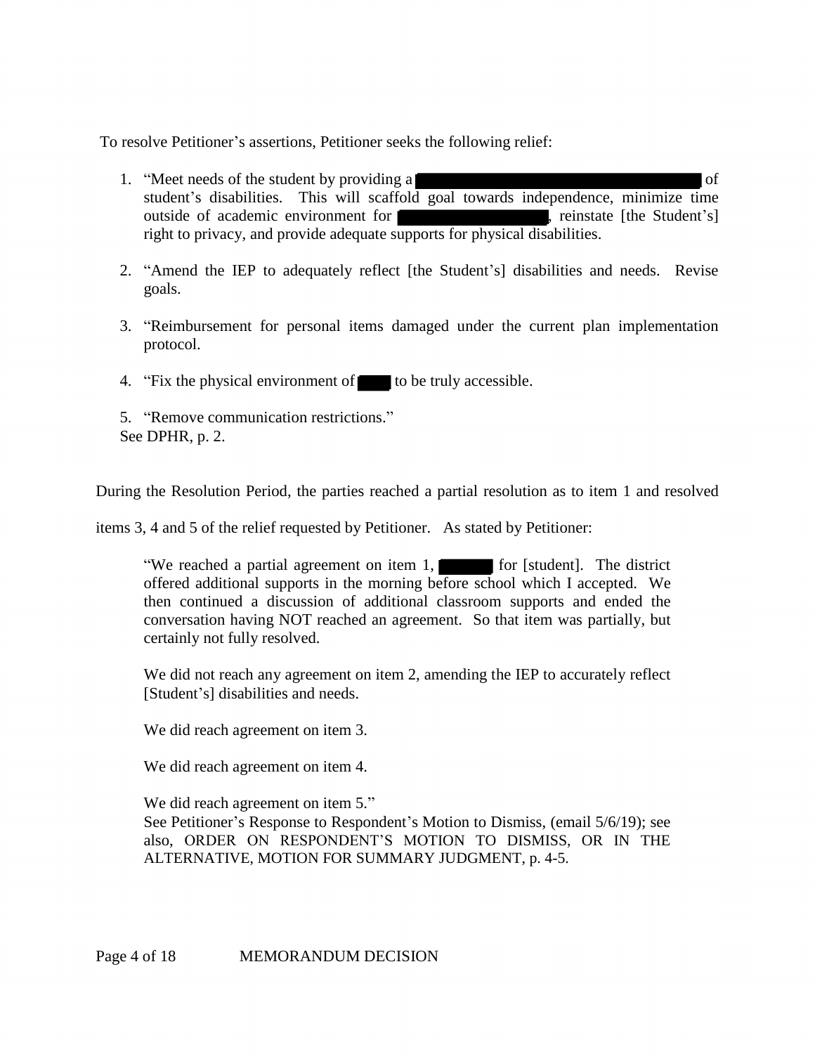To resolve Petitioner's assertions, Petitioner seeks the following relief:

1. "Meet needs of the student by providing a ████████████████████████ of student's disabilities. This will scaffold goal towards independence, minimize time outside of academic environment for ████████████, reinstate [the Student's] right to privacy, and provide adequate supports for physical disabilities.

2. "Amend the IEP to adequately reflect [the Student's] disabilities and needs. Revise goals.

3. "Reimbursement for personal items damaged under the current plan implementation protocol.

4. "Fix the physical environment of ███ to be truly accessible.

5. "Remove communication restrictions."

See DPHR, p. 2.

During the Resolution Period, the parties reached a partial resolution as to item 1 and resolved items 3, 4 and 5 of the relief requested by Petitioner. As stated by Petitioner:

> "We reached a partial agreement on item 1, █████ for [student]. The district offered additional supports in the morning before school which I accepted. We then continued a discussion of additional classroom supports and ended the conversation having NOT reached an agreement. So that item was partially, but certainly not fully resolved.
>
> We did not reach any agreement on item 2, amending the IEP to accurately reflect [Student's] disabilities and needs.
>
> We did reach agreement on item 3.
>
> We did reach agreement on item 4.
>
> We did reach agreement on item 5."
>
> See Petitioner's Response to Respondent's Motion to Dismiss, (email 5/6/19); see also, ORDER ON RESPONDENT'S MOTION TO DISMISS, OR IN THE ALTERNATIVE, MOTION FOR SUMMARY JUDGMENT, p. 4-5.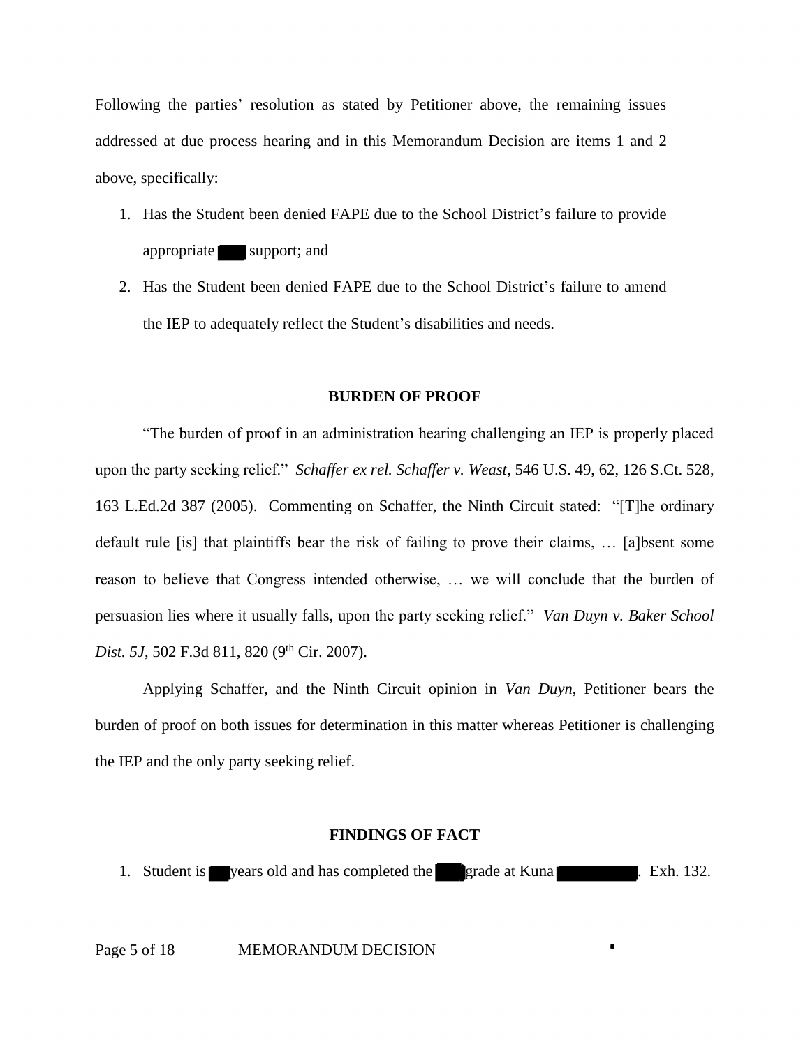Following the parties' resolution as stated by Petitioner above, the remaining issues addressed at due process hearing and in this Memorandum Decision are items 1 and 2 above, specifically:

1. Has the Student been denied FAPE due to the School District's failure to provide appropriate ███ support; and
2. Has the Student been denied FAPE due to the School District's failure to amend the IEP to adequately reflect the Student's disabilities and needs.

**BURDEN OF PROOF**

"The burden of proof in an administration hearing challenging an IEP is properly placed upon the party seeking relief." *Schaffer ex rel. Schaffer v. Weast*, 546 U.S. 49, 62, 126 S.Ct. 528, 163 L.Ed.2d 387 (2005). Commenting on Schaffer, the Ninth Circuit stated: "[T]he ordinary default rule [is] that plaintiffs bear the risk of failing to prove their claims, … [a]bsent some reason to believe that Congress intended otherwise, … we will conclude that the burden of persuasion lies where it usually falls, upon the party seeking relief." *Van Duyn v. Baker School Dist. 5J*, 502 F.3d 811, 820 (9th Cir. 2007).

Applying Schaffer, and the Ninth Circuit opinion in *Van Duyn*, Petitioner bears the burden of proof on both issues for determination in this matter whereas Petitioner is challenging the IEP and the only party seeking relief.

**FINDINGS OF FACT**

1. Student is ██ years old and has completed the ███ grade at Kuna █████████. Exh. 132.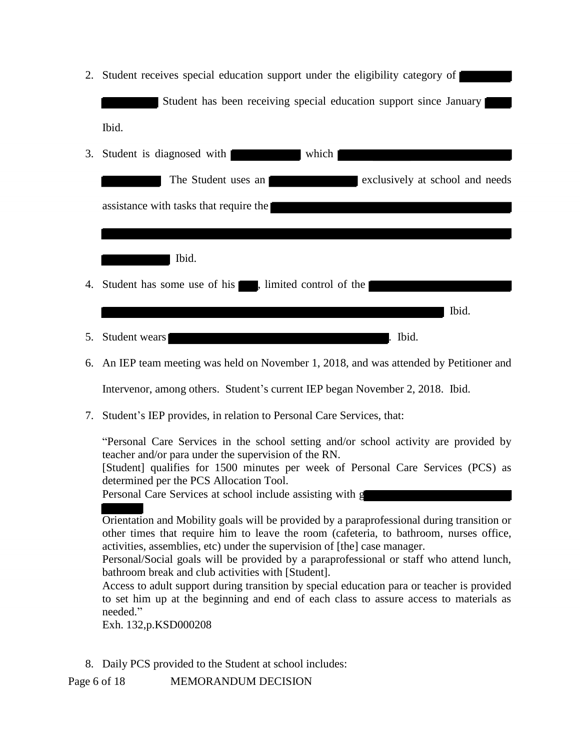2. Student receives special education support under the eligibility category of [REDACTED] Student has been receiving special education support since January [REDACTED] Ibid.

3. Student is diagnosed with [REDACTED] which [REDACTED] The Student uses an [REDACTED] exclusively at school and needs assistance with tasks that require the [REDACTED] Ibid.

4. Student has some use of his [REDACTED], limited control of the [REDACTED] Ibid.

5. Student wears [REDACTED]. Ibid.

6. An IEP team meeting was held on November 1, 2018, and was attended by Petitioner and Intervenor, among others. Student's current IEP began November 2, 2018. Ibid.

7. Student's IEP provides, in relation to Personal Care Services, that:

   "Personal Care Services in the school setting and/or school activity are provided by teacher and/or para under the supervision of the RN.
   [Student] qualifies for 1500 minutes per week of Personal Care Services (PCS) as determined per the PCS Allocation Tool.
   Personal Care Services at school include assisting with g[REDACTED]
   Orientation and Mobility goals will be provided by a paraprofessional during transition or other times that require him to leave the room (cafeteria, to bathroom, nurses office, activities, assemblies, etc) under the supervision of [the] case manager.
   Personal/Social goals will be provided by a paraprofessional or staff who attend lunch, bathroom break and club activities with [Student].
   Access to adult support during transition by special education para or teacher is provided to set him up at the beginning and end of each class to assure access to materials as needed."
   Exh. 132,p.KSD000208

8. Daily PCS provided to the Student at school includes: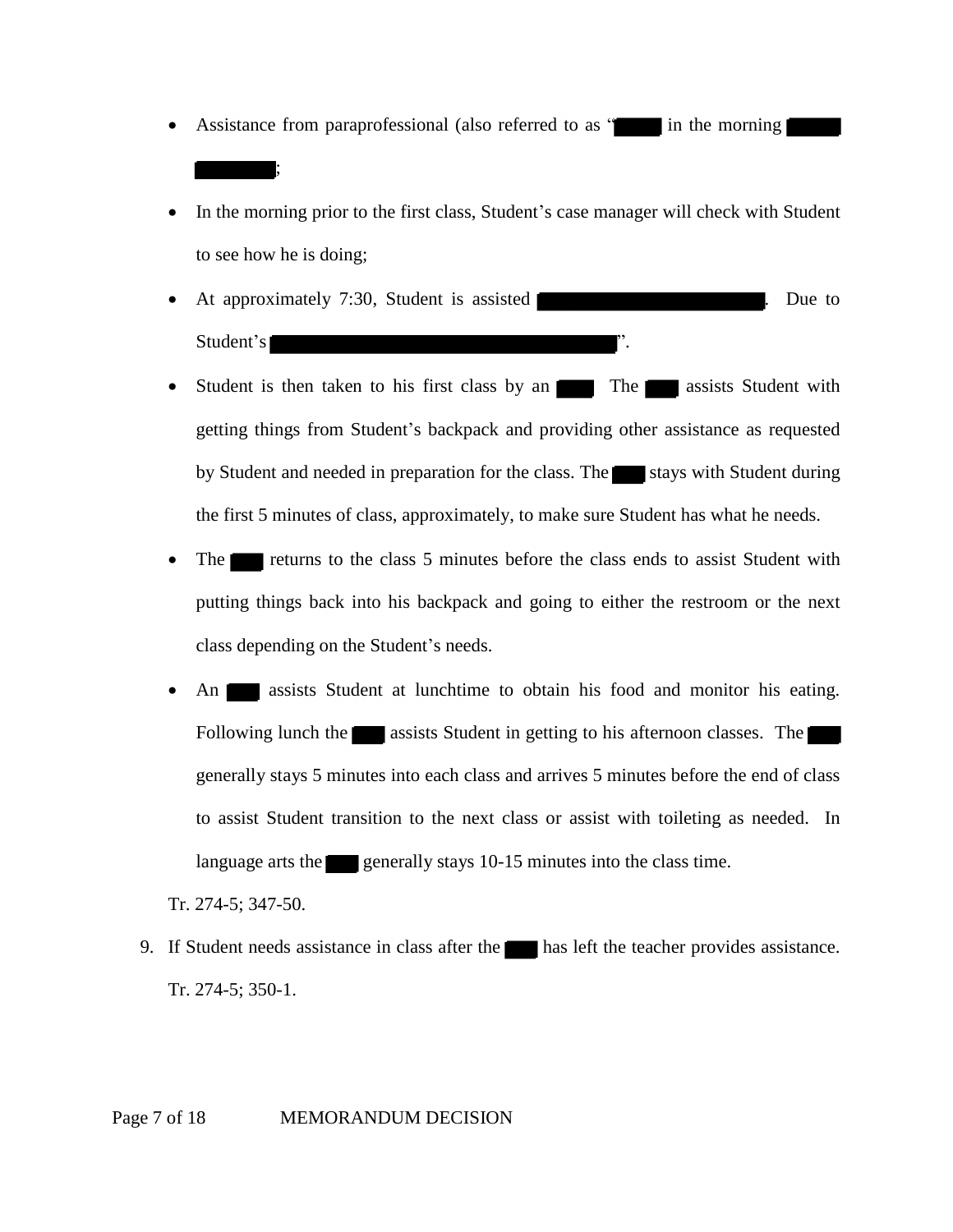- Assistance from paraprofessional (also referred to as "[REDACTED] in the morning [REDACTED] [REDACTED];
- In the morning prior to the first class, Student's case manager will check with Student to see how he is doing;
- At approximately 7:30, Student is assisted [REDACTED]. Due to Student's [REDACTED]".
- Student is then taken to his first class by an [REDACTED] The [REDACTED] assists Student with getting things from Student's backpack and providing other assistance as requested by Student and needed in preparation for the class. The [REDACTED] stays with Student during the first 5 minutes of class, approximately, to make sure Student has what he needs.
- The [REDACTED] returns to the class 5 minutes before the class ends to assist Student with putting things back into his backpack and going to either the restroom or the next class depending on the Student's needs.
- An [REDACTED] assists Student at lunchtime to obtain his food and monitor his eating. Following lunch the [REDACTED] assists Student in getting to his afternoon classes. The [REDACTED] generally stays 5 minutes into each class and arrives 5 minutes before the end of class to assist Student transition to the next class or assist with toileting as needed. In language arts the [REDACTED] generally stays 10-15 minutes into the class time.

Tr. 274-5; 347-50.

9. If Student needs assistance in class after the [REDACTED] has left the teacher provides assistance. Tr. 274-5; 350-1.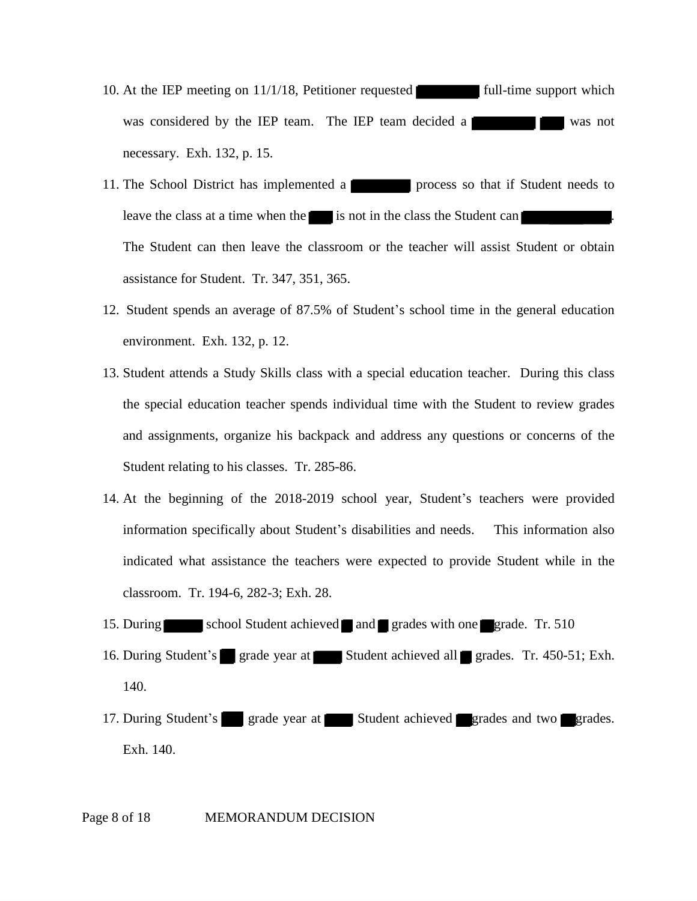10. At the IEP meeting on 11/1/18, Petitioner requested full-time support which was considered by the IEP team. The IEP team decided a was not necessary. Exh. 132, p. 15.

11. The School District has implemented a process so that if Student needs to leave the class at a time when the is not in the class the Student can . The Student can then leave the classroom or the teacher will assist Student or obtain assistance for Student. Tr. 347, 351, 365.

12. Student spends an average of 87.5% of Student's school time in the general education environment. Exh. 132, p. 12.

13. Student attends a Study Skills class with a special education teacher. During this class the special education teacher spends individual time with the Student to review grades and assignments, organize his backpack and address any questions or concerns of the Student relating to his classes. Tr. 285-86.

14. At the beginning of the 2018-2019 school year, Student's teachers were provided information specifically about Student's disabilities and needs. This information also indicated what assistance the teachers were expected to provide Student while in the classroom. Tr. 194-6, 282-3; Exh. 28.

15. During school Student achieved and grades with one grade. Tr. 510

16. During Student's grade year at Student achieved all grades. Tr. 450-51; Exh. 140.

17. During Student's grade year at Student achieved grades and two grades. Exh. 140.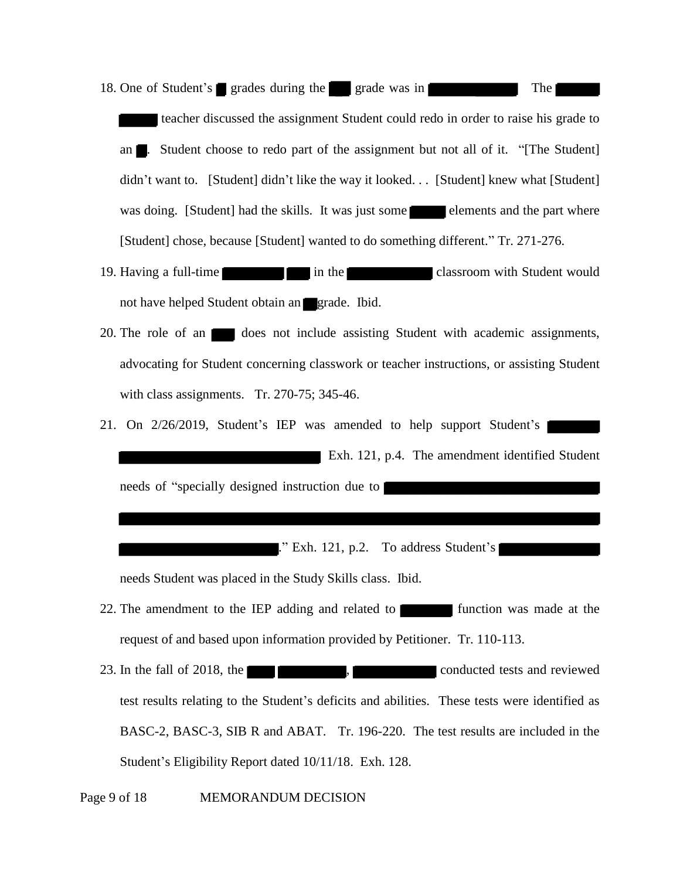18. One of Student's ■ grades during the ■ grade was in ■. The ■ ■ teacher discussed the assignment Student could redo in order to raise his grade to an ■. Student choose to redo part of the assignment but not all of it. "[The Student] didn't want to. [Student] didn't like the way it looked. . . [Student] knew what [Student] was doing. [Student] had the skills. It was just some ■ elements and the part where [Student] chose, because [Student] wanted to do something different." Tr. 271-276.
19. Having a full-time ■ ■ in the ■ classroom with Student would not have helped Student obtain an ■ grade. Ibid.
20. The role of an ■ does not include assisting Student with academic assignments, advocating for Student concerning classwork or teacher instructions, or assisting Student with class assignments. Tr. 270-75; 345-46.
21. On 2/26/2019, Student's IEP was amended to help support Student's ■ ■ Exh. 121, p.4. The amendment identified Student needs of "specially designed instruction due to ■ ■ ■." Exh. 121, p.2. To address Student's ■ needs Student was placed in the Study Skills class. Ibid.
22. The amendment to the IEP adding and related to ■ function was made at the request of and based upon information provided by Petitioner. Tr. 110-113.
23. In the fall of 2018, the ■ ■, ■ conducted tests and reviewed test results relating to the Student's deficits and abilities. These tests were identified as BASC-2, BASC-3, SIB R and ABAT. Tr. 196-220. The test results are included in the Student's Eligibility Report dated 10/11/18. Exh. 128.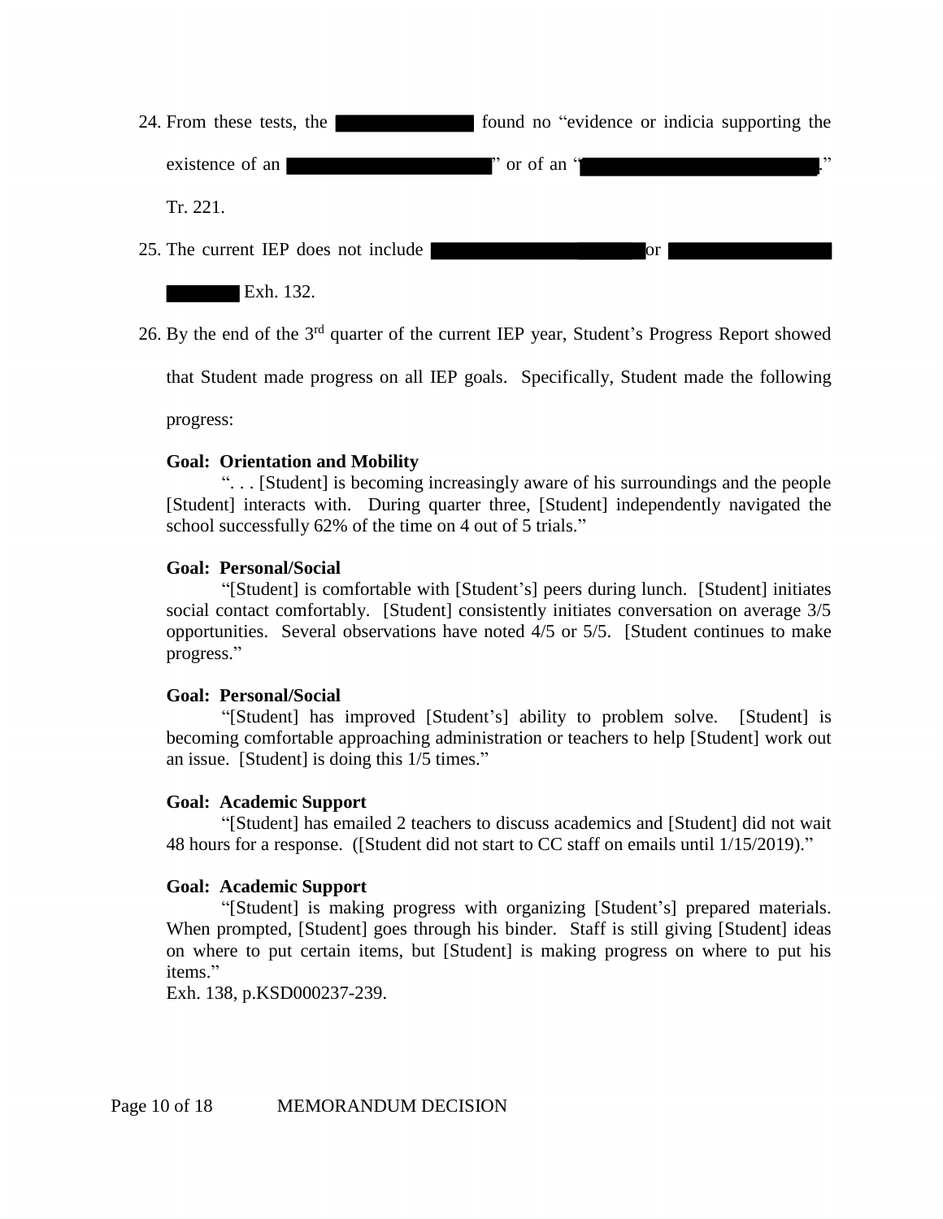24. From these tests, the ██████████ found no "evidence or indicia supporting the existence of an ██████████████" or of an "██████████████████." Tr. 221.

25. The current IEP does not include ██████████████ or ██████████████ Exh. 132.

26. By the end of the 3rd quarter of the current IEP year, Student's Progress Report showed that Student made progress on all IEP goals. Specifically, Student made the following progress:

   **Goal: Orientation and Mobility**
   ". . . [Student] is becoming increasingly aware of his surroundings and the people [Student] interacts with. During quarter three, [Student] independently navigated the school successfully 62% of the time on 4 out of 5 trials."

   **Goal: Personal/Social**
   "[Student] is comfortable with [Student's] peers during lunch. [Student] initiates social contact comfortably. [Student] consistently initiates conversation on average 3/5 opportunities. Several observations have noted 4/5 or 5/5. [Student continues to make progress."

   **Goal: Personal/Social**
   "[Student] has improved [Student's] ability to problem solve. [Student] is becoming comfortable approaching administration or teachers to help [Student] work out an issue. [Student] is doing this 1/5 times."

   **Goal: Academic Support**
   "[Student] has emailed 2 teachers to discuss academics and [Student] did not wait 48 hours for a response. ([Student did not start to CC staff on emails until 1/15/2019)."

   **Goal: Academic Support**
   "[Student] is making progress with organizing [Student's] prepared materials. When prompted, [Student] goes through his binder. Staff is still giving [Student] ideas on where to put certain items, but [Student] is making progress on where to put his items."
   Exh. 138, p.KSD000237-239.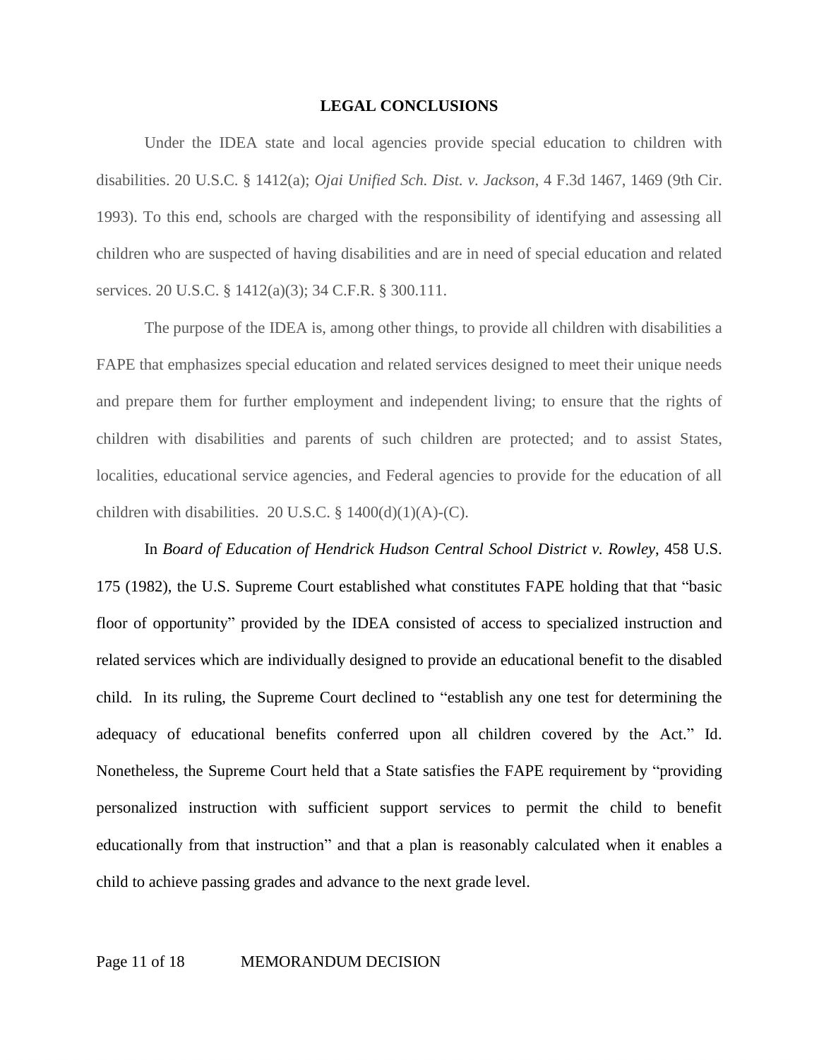## LEGAL CONCLUSIONS

Under the IDEA state and local agencies provide special education to children with disabilities. 20 U.S.C. § 1412(a); *Ojai Unified Sch. Dist. v. Jackson*, 4 F.3d 1467, 1469 (9th Cir. 1993). To this end, schools are charged with the responsibility of identifying and assessing all children who are suspected of having disabilities and are in need of special education and related services. 20 U.S.C. § 1412(a)(3); 34 C.F.R. § 300.111.

The purpose of the IDEA is, among other things, to provide all children with disabilities a FAPE that emphasizes special education and related services designed to meet their unique needs and prepare them for further employment and independent living; to ensure that the rights of children with disabilities and parents of such children are protected; and to assist States, localities, educational service agencies, and Federal agencies to provide for the education of all children with disabilities. 20 U.S.C. § 1400(d)(1)(A)-(C).

In *Board of Education of Hendrick Hudson Central School District v. Rowley*, 458 U.S. 175 (1982), the U.S. Supreme Court established what constitutes FAPE holding that that "basic floor of opportunity" provided by the IDEA consisted of access to specialized instruction and related services which are individually designed to provide an educational benefit to the disabled child. In its ruling, the Supreme Court declined to "establish any one test for determining the adequacy of educational benefits conferred upon all children covered by the Act." Id. Nonetheless, the Supreme Court held that a State satisfies the FAPE requirement by "providing personalized instruction with sufficient support services to permit the child to benefit educationally from that instruction" and that a plan is reasonably calculated when it enables a child to achieve passing grades and advance to the next grade level.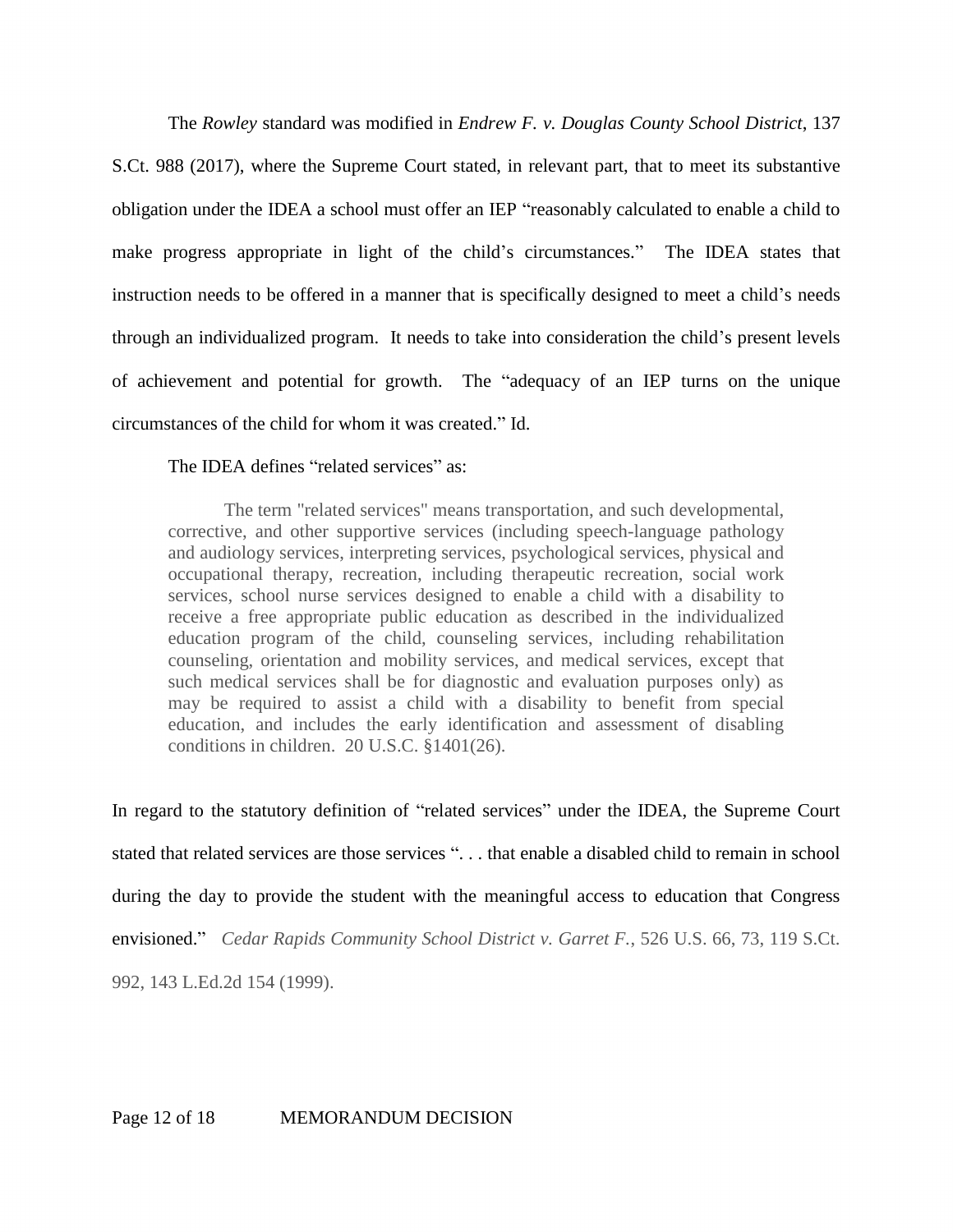The *Rowley* standard was modified in *Endrew F. v. Douglas County School District*, 137 S.Ct. 988 (2017), where the Supreme Court stated, in relevant part, that to meet its substantive obligation under the IDEA a school must offer an IEP "reasonably calculated to enable a child to make progress appropriate in light of the child's circumstances." The IDEA states that instruction needs to be offered in a manner that is specifically designed to meet a child's needs through an individualized program. It needs to take into consideration the child's present levels of achievement and potential for growth. The "adequacy of an IEP turns on the unique circumstances of the child for whom it was created." Id.

The IDEA defines "related services" as:

> The term "related services" means transportation, and such developmental, corrective, and other supportive services (including speech-language pathology and audiology services, interpreting services, psychological services, physical and occupational therapy, recreation, including therapeutic recreation, social work services, school nurse services designed to enable a child with a disability to receive a free appropriate public education as described in the individualized education program of the child, counseling services, including rehabilitation counseling, orientation and mobility services, and medical services, except that such medical services shall be for diagnostic and evaluation purposes only) as may be required to assist a child with a disability to benefit from special education, and includes the early identification and assessment of disabling conditions in children. 20 U.S.C. §1401(26).

In regard to the statutory definition of "related services" under the IDEA, the Supreme Court stated that related services are those services ". . . that enable a disabled child to remain in school during the day to provide the student with the meaningful access to education that Congress envisioned." *Cedar Rapids Community School District v. Garret F.*, 526 U.S. 66, 73, 119 S.Ct. 992, 143 L.Ed.2d 154 (1999).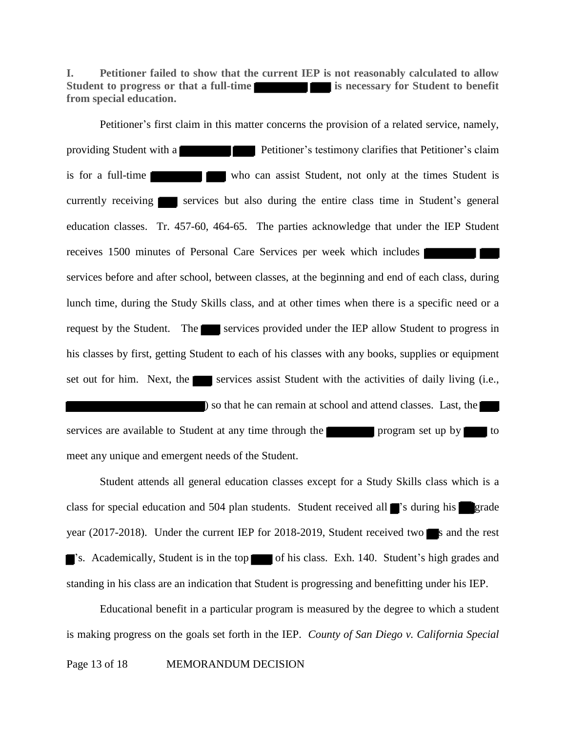**I. Petitioner failed to show that the current IEP is not reasonably calculated to allow Student to progress or that a full-time ████████ ███ is necessary for Student to benefit from special education.**

Petitioner's first claim in this matter concerns the provision of a related service, namely, providing Student with a ████████ ███ Petitioner's testimony clarifies that Petitioner's claim is for a full-time ████████ ███ who can assist Student, not only at the times Student is currently receiving ███ services but also during the entire class time in Student's general education classes. Tr. 457-60, 464-65. The parties acknowledge that under the IEP Student receives 1500 minutes of Personal Care Services per week which includes ████████ ███ services before and after school, between classes, at the beginning and end of each class, during lunch time, during the Study Skills class, and at other times when there is a specific need or a request by the Student. The ███ services provided under the IEP allow Student to progress in his classes by first, getting Student to each of his classes with any books, supplies or equipment set out for him. Next, the ███ services assist Student with the activities of daily living (i.e., ████████████████████) so that he can remain at school and attend classes. Last, the ███ services are available to Student at any time through the ███████ program set up by ████ to meet any unique and emergent needs of the Student.

Student attends all general education classes except for a Study Skills class which is a class for special education and 504 plan students. Student received all █'s during his ██ grade year (2017-2018). Under the current IEP for 2018-2019, Student received two ██s and the rest █'s. Academically, Student is in the top ███ of his class. Exh. 140. Student's high grades and standing in his class are an indication that Student is progressing and benefitting under his IEP.

Educational benefit in a particular program is measured by the degree to which a student is making progress on the goals set forth in the IEP. *County of San Diego v. California Special*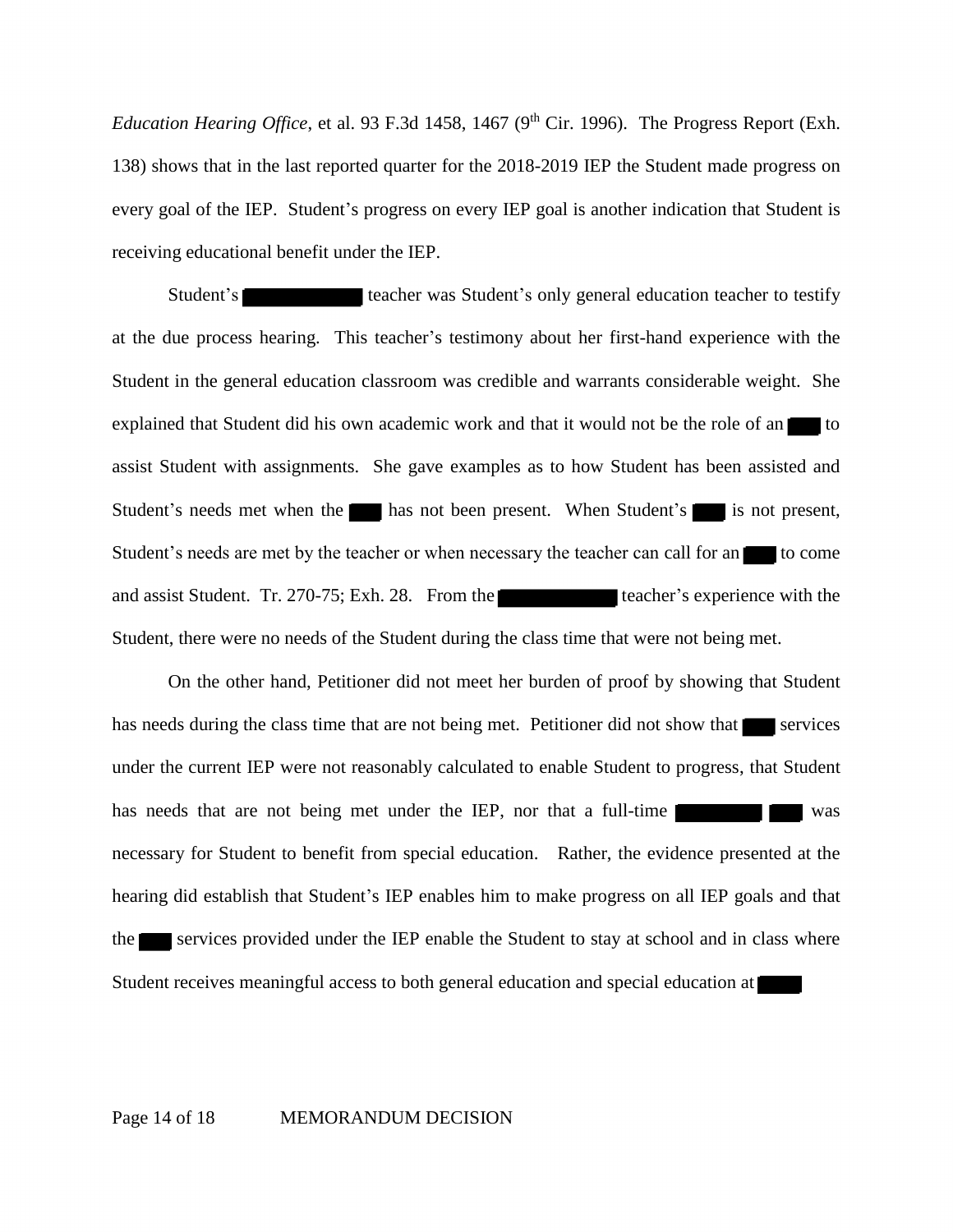*Education Hearing Office*, et al. 93 F.3d 1458, 1467 (9th Cir. 1996). The Progress Report (Exh. 138) shows that in the last reported quarter for the 2018-2019 IEP the Student made progress on every goal of the IEP. Student's progress on every IEP goal is another indication that Student is receiving educational benefit under the IEP.

Student's ████████ teacher was Student's only general education teacher to testify at the due process hearing. This teacher's testimony about her first-hand experience with the Student in the general education classroom was credible and warrants considerable weight. She explained that Student did his own academic work and that it would not be the role of an ███ to assist Student with assignments. She gave examples as to how Student has been assisted and Student's needs met when the ███ has not been present. When Student's ███ is not present, Student's needs are met by the teacher or when necessary the teacher can call for an ███ to come and assist Student. Tr. 270-75; Exh. 28. From the ████████ teacher's experience with the Student, there were no needs of the Student during the class time that were not being met.

On the other hand, Petitioner did not meet her burden of proof by showing that Student has needs during the class time that are not being met. Petitioner did not show that ███ services under the current IEP were not reasonably calculated to enable Student to progress, that Student has needs that are not being met under the IEP, nor that a full-time ███████ ███ was necessary for Student to benefit from special education. Rather, the evidence presented at the hearing did establish that Student's IEP enables him to make progress on all IEP goals and that the ███ services provided under the IEP enable the Student to stay at school and in class where Student receives meaningful access to both general education and special education at ███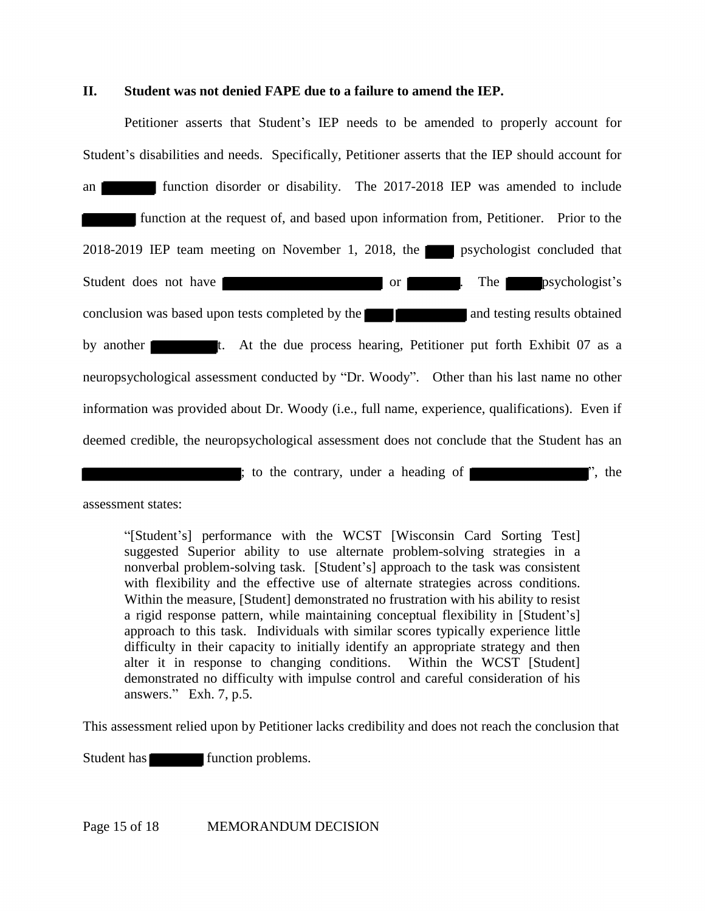## II. Student was not denied FAPE due to a failure to amend the IEP.

Petitioner asserts that Student's IEP needs to be amended to properly account for Student's disabilities and needs. Specifically, Petitioner asserts that the IEP should account for an ██████ function disorder or disability. The 2017-2018 IEP was amended to include ██████ function at the request of, and based upon information from, Petitioner. Prior to the 2018-2019 IEP team meeting on November 1, 2018, the ████ psychologist concluded that Student does not have ████████████████ or ██████. The ████ psychologist's conclusion was based upon tests completed by the ████ ████████ and testing results obtained by another ████████t. At the due process hearing, Petitioner put forth Exhibit 07 as a neuropsychological assessment conducted by "Dr. Woody". Other than his last name no other information was provided about Dr. Woody (i.e., full name, experience, qualifications). Even if deemed credible, the neuropsychological assessment does not conclude that the Student has an ████████████████; to the contrary, under a heading of ████████████", the assessment states:

> "[Student's] performance with the WCST [Wisconsin Card Sorting Test] suggested Superior ability to use alternate problem-solving strategies in a nonverbal problem-solving task. [Student's] approach to the task was consistent with flexibility and the effective use of alternate strategies across conditions. Within the measure, [Student] demonstrated no frustration with his ability to resist a rigid response pattern, while maintaining conceptual flexibility in [Student's] approach to this task. Individuals with similar scores typically experience little difficulty in their capacity to initially identify an appropriate strategy and then alter it in response to changing conditions. Within the WCST [Student] demonstrated no difficulty with impulse control and careful consideration of his answers." Exh. 7, p.5.

This assessment relied upon by Petitioner lacks credibility and does not reach the conclusion that Student has ██████ function problems.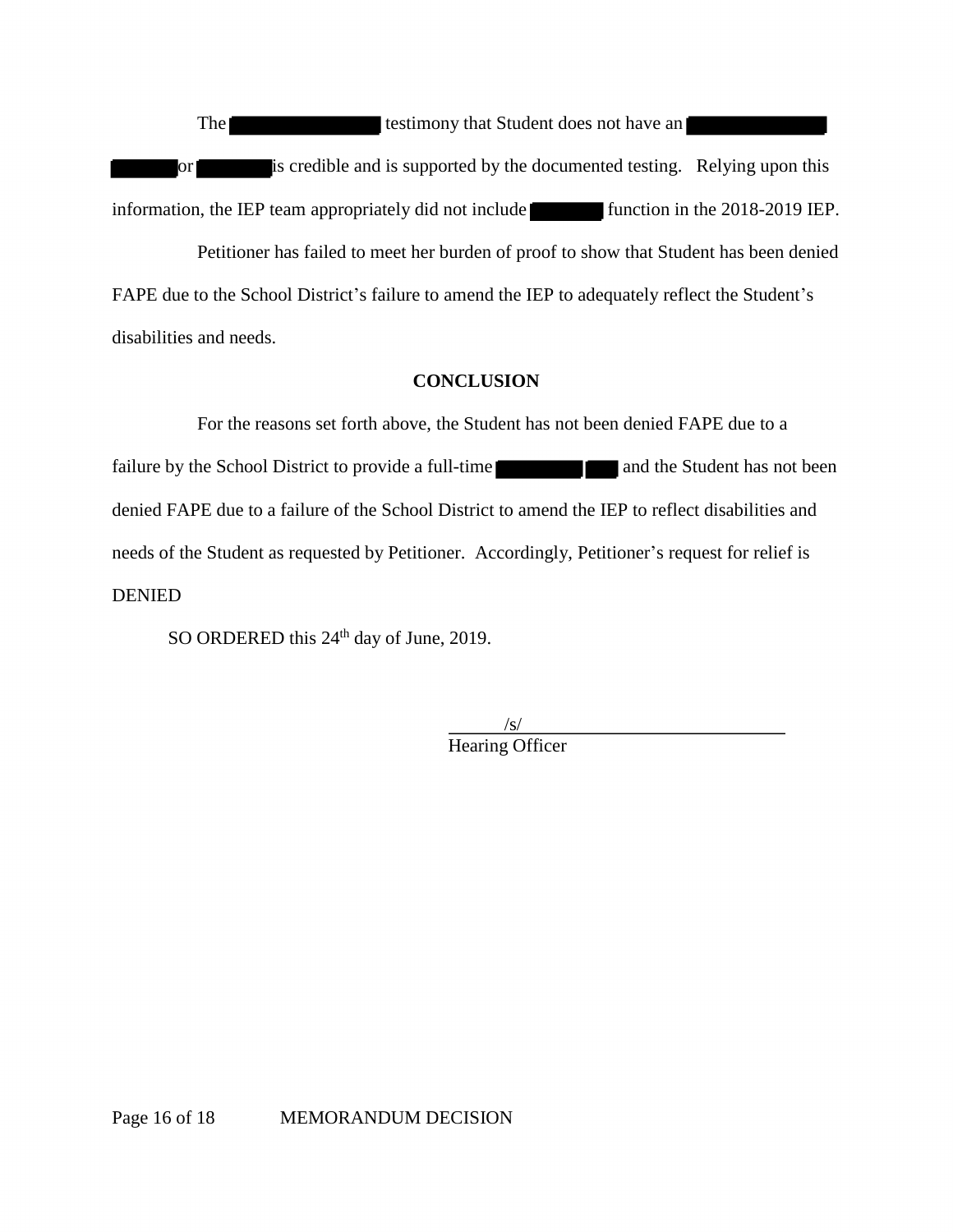The [REDACTED] testimony that Student does not have an [REDACTED] or [REDACTED] is credible and is supported by the documented testing. Relying upon this information, the IEP team appropriately did not include [REDACTED] function in the 2018-2019 IEP.

Petitioner has failed to meet her burden of proof to show that Student has been denied FAPE due to the School District's failure to amend the IEP to adequately reflect the Student's disabilities and needs.

**CONCLUSION**

For the reasons set forth above, the Student has not been denied FAPE due to a failure by the School District to provide a full-time [REDACTED] and the Student has not been denied FAPE due to a failure of the School District to amend the IEP to reflect disabilities and needs of the Student as requested by Petitioner. Accordingly, Petitioner's request for relief is DENIED

SO ORDERED this 24th day of June, 2019.

/s/
Hearing Officer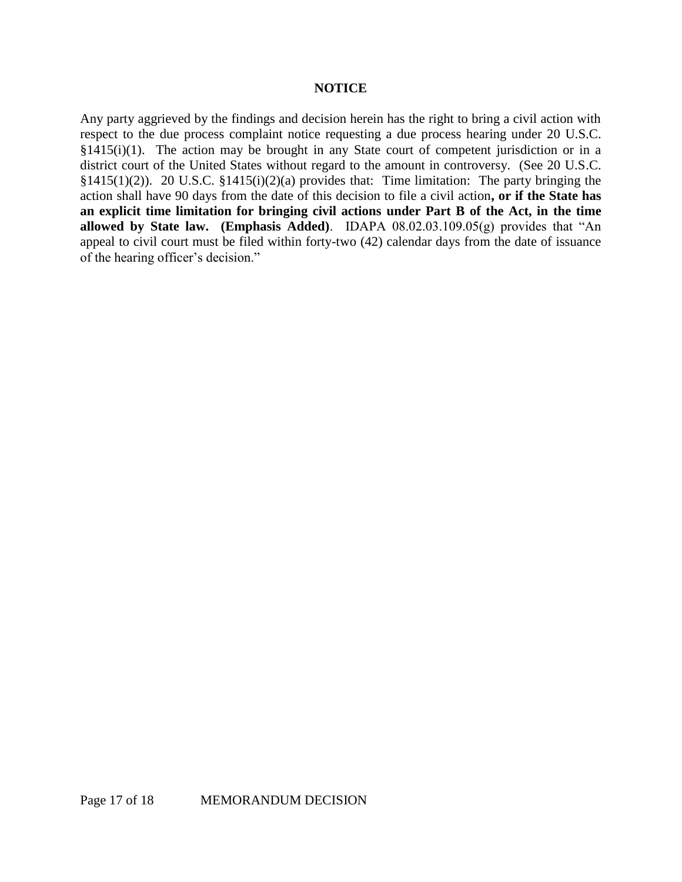**NOTICE**

Any party aggrieved by the findings and decision herein has the right to bring a civil action with respect to the due process complaint notice requesting a due process hearing under 20 U.S.C. §1415(i)(1). The action may be brought in any State court of competent jurisdiction or in a district court of the United States without regard to the amount in controversy. (See 20 U.S.C. §1415(1)(2)). 20 U.S.C. §1415(i)(2)(a) provides that: Time limitation: The party bringing the action shall have 90 days from the date of this decision to file a civil action**, or if the State has an explicit time limitation for bringing civil actions under Part B of the Act, in the time allowed by State law. (Emphasis Added)**. IDAPA 08.02.03.109.05(g) provides that "An appeal to civil court must be filed within forty-two (42) calendar days from the date of issuance of the hearing officer's decision."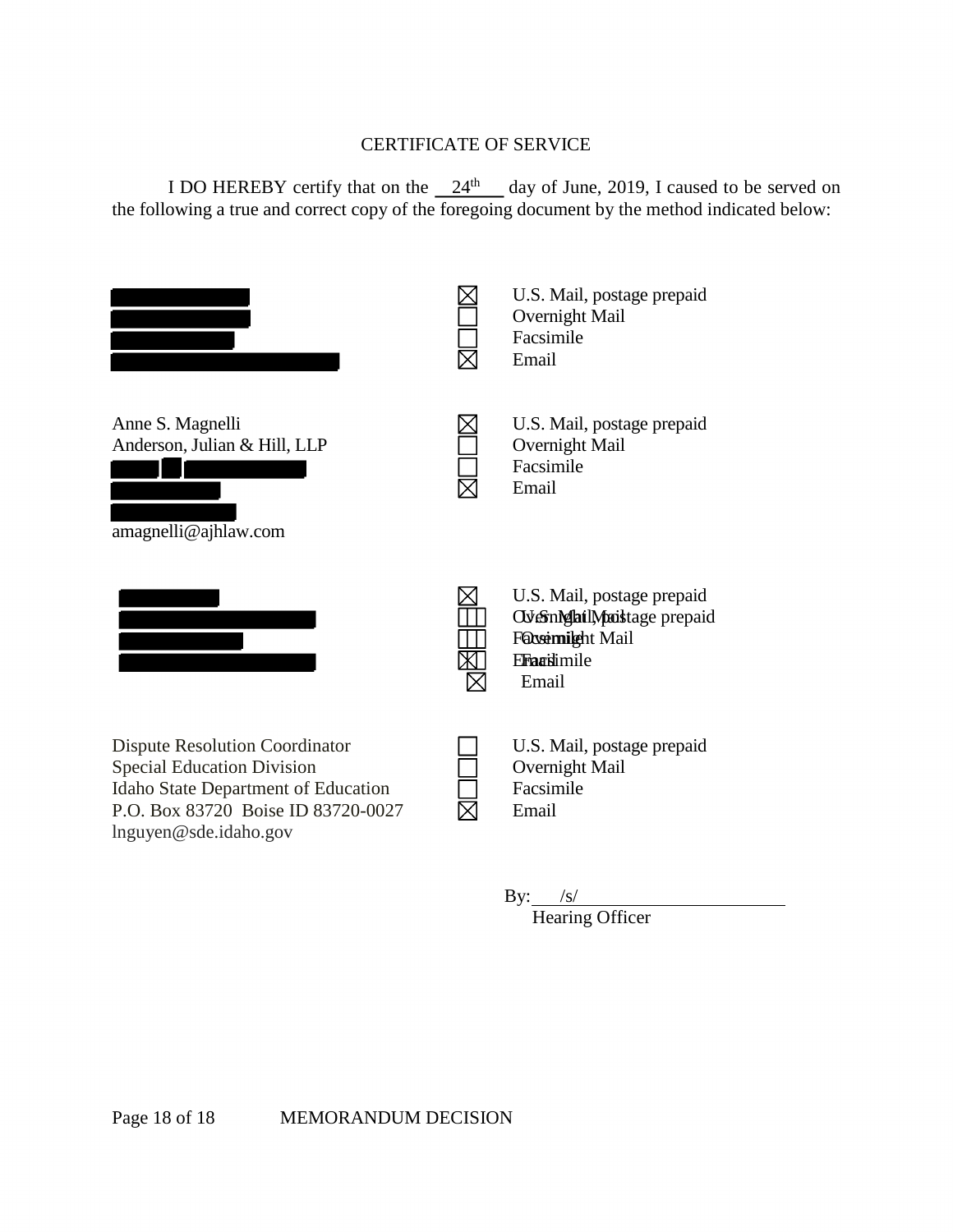CERTIFICATE OF SERVICE

I DO HEREBY certify that on the 24th day of June, 2019, I caused to be served on the following a true and correct copy of the foregoing document by the method indicated below:

| | |
|---|---|
| [REDACTED] | ☒ U.S. Mail, postage prepaid<br>☐ Overnight Mail<br>☐ Facsimile<br>☒ Email |
| Anne S. Magnelli<br>Anderson, Julian & Hill, LLP<br>[REDACTED]<br>amagnelli@ajhlaw.com | ☒ U.S. Mail, postage prepaid<br>☐ Overnight Mail<br>☐ Facsimile<br>☒ Email |
| [REDACTED] | ☒ U.S. Mail, postage prepaid<br>☐ Overnight Mail<br>☐ Facsimile<br>☒ Email |
| Dispute Resolution Coordinator<br>Special Education Division<br>Idaho State Department of Education<br>P.O. Box 83720 Boise ID 83720-0027<br>lnguyen@sde.idaho.gov | ☐ U.S. Mail, postage prepaid<br>☐ Overnight Mail<br>☐ Facsimile<br>☒ Email |

By: /s/
Hearing Officer